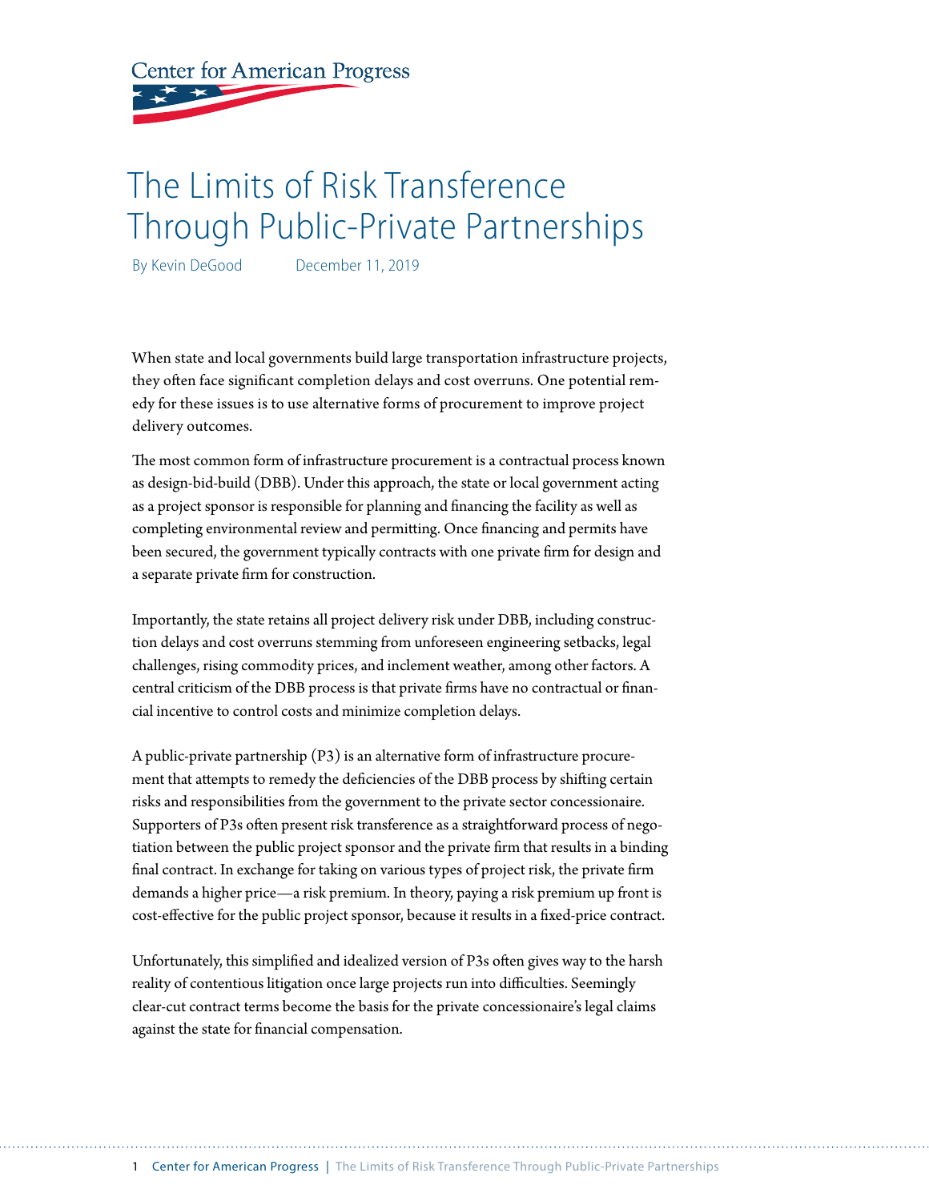Center for American Progress

# The Limits of Risk Transference Through Public-Private Partnerships

By Kevin DeGood December 11, 2019

When state and local governments build large transportation infrastructure projects, they often face significant completion delays and cost overruns. One potential remedy for these issues is to use alternative forms of procurement to improve project delivery outcomes.

The most common form of infrastructure procurement is a contractual process known as design-bid-build (DBB). Under this approach, the state or local government acting as a project sponsor is responsible for planning and financing the facility as well as completing environmental review and permitting. Once financing and permits have been secured, the government typically contracts with one private firm for design and a separate private firm for construction.

Importantly, the state retains all project delivery risk under DBB, including construction delays and cost overruns stemming from unforeseen engineering setbacks, legal challenges, rising commodity prices, and inclement weather, among other factors. A central criticism of the DBB process is that private firms have no contractual or financial incentive to control costs and minimize completion delays.

A public-private partnership (P3) is an alternative form of infrastructure procurement that attempts to remedy the deficiencies of the DBB process by shifting certain risks and responsibilities from the government to the private sector concessionaire. Supporters of P3s often present risk transference as a straightforward process of negotiation between the public project sponsor and the private firm that results in a binding final contract. In exchange for taking on various types of project risk, the private firm demands a higher price—a risk premium. In theory, paying a risk premium up front is cost-effective for the public project sponsor, because it results in a fixed-price contract.

Unfortunately, this simplified and idealized version of P3s often gives way to the harsh reality of contentious litigation once large projects run into difficulties. Seemingly clear-cut contract terms become the basis for the private concessionaire's legal claims against the state for financial compensation.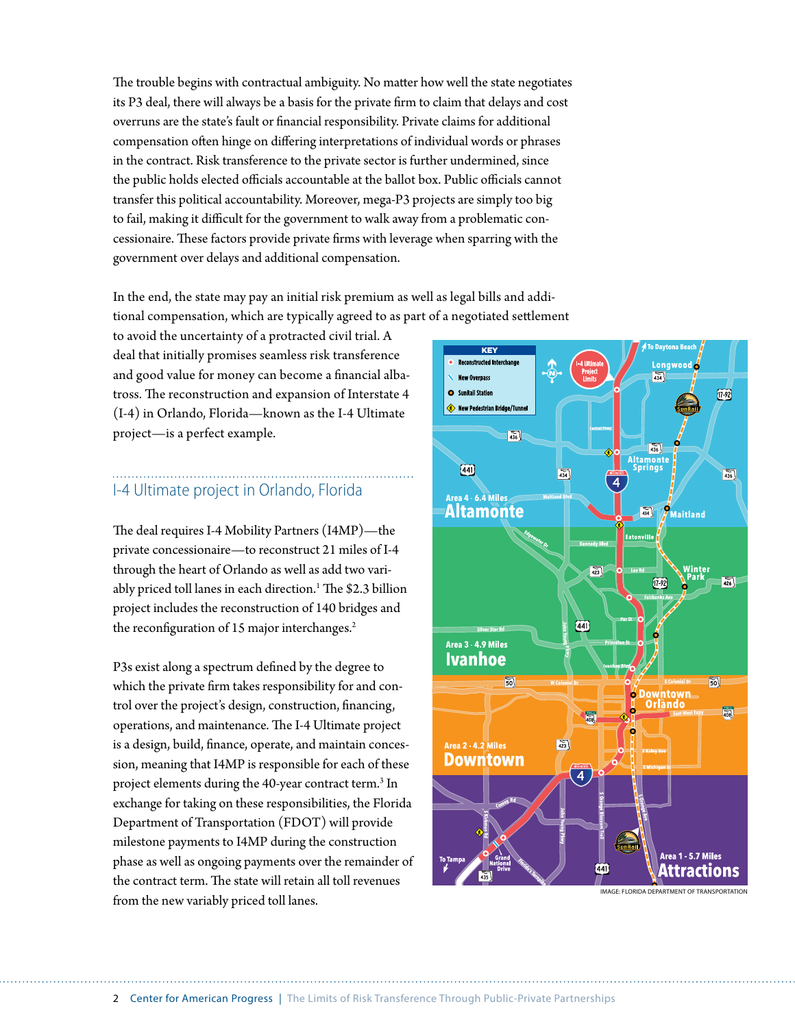The trouble begins with contractual ambiguity. No matter how well the state negotiates its P3 deal, there will always be a basis for the private firm to claim that delays and cost overruns are the state's fault or financial responsibility. Private claims for additional compensation often hinge on differing interpretations of individual words or phrases in the contract. Risk transference to the private sector is further undermined, since the public holds elected officials accountable at the ballot box. Public officials cannot transfer this political accountability. Moreover, mega-P3 projects are simply too big to fail, making it difficult for the government to walk away from a problematic concessionaire. These factors provide private firms with leverage when sparring with the government over delays and additional compensation.

In the end, the state may pay an initial risk premium as well as legal bills and additional compensation, which are typically agreed to as part of a negotiated settlement to avoid the uncertainty of a protracted civil trial. A deal that initially promises seamless risk transference and good value for money can become a financial albatross. The reconstruction and expansion of Interstate 4 (I-4) in Orlando, Florida—known as the I-4 Ultimate project—is a perfect example.

## I-4 Ultimate project in Orlando, Florida

The deal requires I-4 Mobility Partners (I4MP)—the private concessionaire—to reconstruct 21 miles of I-4 through the heart of Orlando as well as add two variably priced toll lanes in each direction.[1] The $2.3 billion project includes the reconstruction of 140 bridges and the reconfiguration of 15 major interchanges.[2]

P3s exist along a spectrum defined by the degree to which the private firm takes responsibility for and control over the project's design, construction, financing, operations, and maintenance. The I-4 Ultimate project is a design, build, finance, operate, and maintain concession, meaning that I4MP is responsible for each of these project elements during the 40-year contract term.[3] In exchange for taking on these responsibilities, the Florida Department of Transportation (FDOT) will provide milestone payments to I4MP during the construction phase as well as ongoing payments over the remainder of the contract term. The state will retain all toll revenues from the new variably priced toll lanes.

IMAGE: FLORIDA DEPARTMENT OF TRANSPORTATION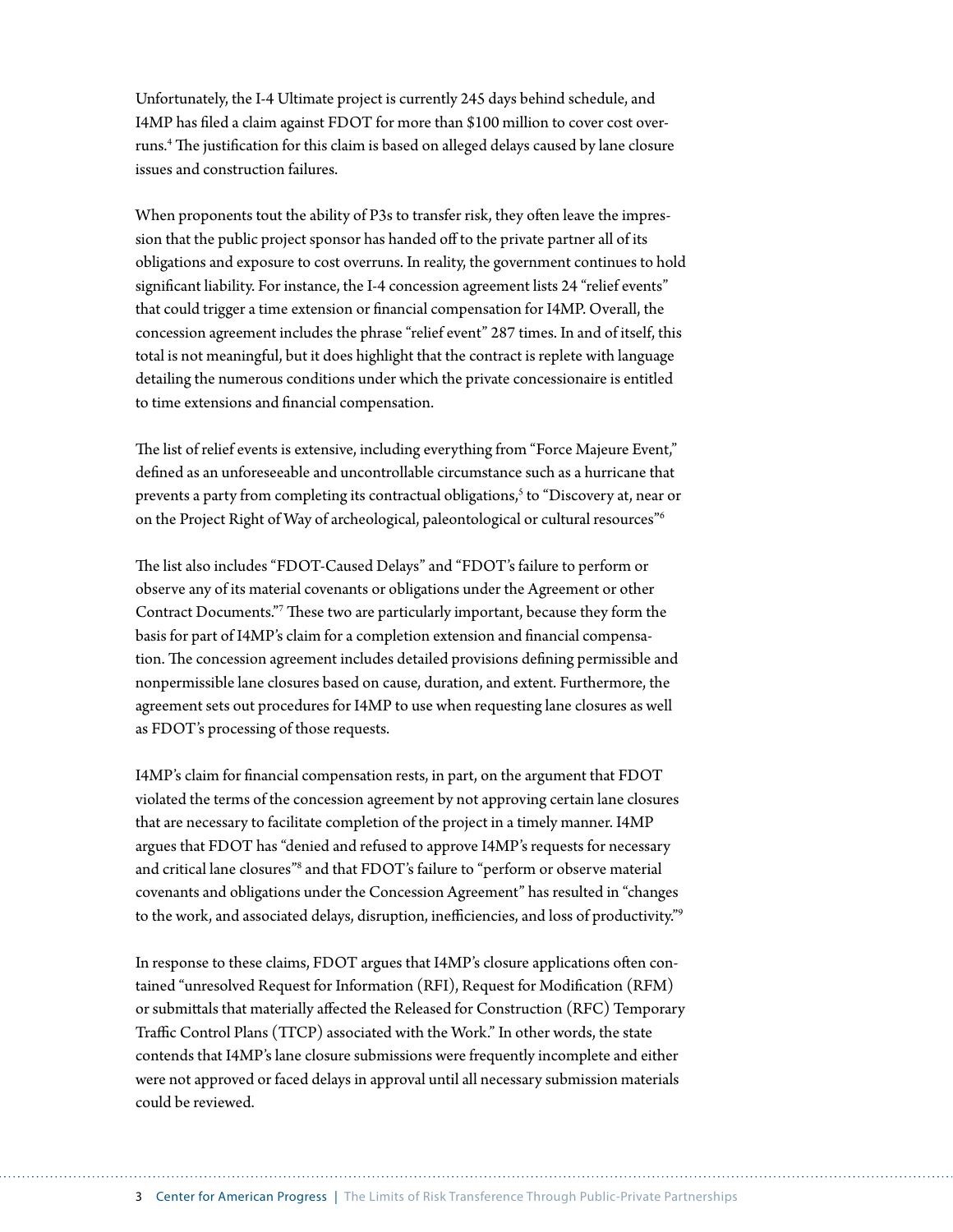Unfortunately, the I-4 Ultimate project is currently 245 days behind schedule, and I4MP has filed a claim against FDOT for more than $100 million to cover cost overruns.[4] The justification for this claim is based on alleged delays caused by lane closure issues and construction failures.

When proponents tout the ability of P3s to transfer risk, they often leave the impression that the public project sponsor has handed off to the private partner all of its obligations and exposure to cost overruns. In reality, the government continues to hold significant liability. For instance, the I-4 concession agreement lists 24 "relief events" that could trigger a time extension or financial compensation for I4MP. Overall, the concession agreement includes the phrase "relief event" 287 times. In and of itself, this total is not meaningful, but it does highlight that the contract is replete with language detailing the numerous conditions under which the private concessionaire is entitled to time extensions and financial compensation.

The list of relief events is extensive, including everything from "Force Majeure Event," defined as an unforeseeable and uncontrollable circumstance such as a hurricane that prevents a party from completing its contractual obligations,[5] to "Discovery at, near or on the Project Right of Way of archeological, paleontological or cultural resources"[6]

The list also includes "FDOT-Caused Delays" and "FDOT's failure to perform or observe any of its material covenants or obligations under the Agreement or other Contract Documents."[7] These two are particularly important, because they form the basis for part of I4MP's claim for a completion extension and financial compensation. The concession agreement includes detailed provisions defining permissible and nonpermissible lane closures based on cause, duration, and extent. Furthermore, the agreement sets out procedures for I4MP to use when requesting lane closures as well as FDOT's processing of those requests.

I4MP's claim for financial compensation rests, in part, on the argument that FDOT violated the terms of the concession agreement by not approving certain lane closures that are necessary to facilitate completion of the project in a timely manner. I4MP argues that FDOT has "denied and refused to approve I4MP's requests for necessary and critical lane closures"[8] and that FDOT's failure to "perform or observe material covenants and obligations under the Concession Agreement" has resulted in "changes to the work, and associated delays, disruption, inefficiencies, and loss of productivity."[9]

In response to these claims, FDOT argues that I4MP's closure applications often contained "unresolved Request for Information (RFI), Request for Modification (RFM) or submittals that materially affected the Released for Construction (RFC) Temporary Traffic Control Plans (TTCP) associated with the Work." In other words, the state contends that I4MP's lane closure submissions were frequently incomplete and either were not approved or faced delays in approval until all necessary submission materials could be reviewed.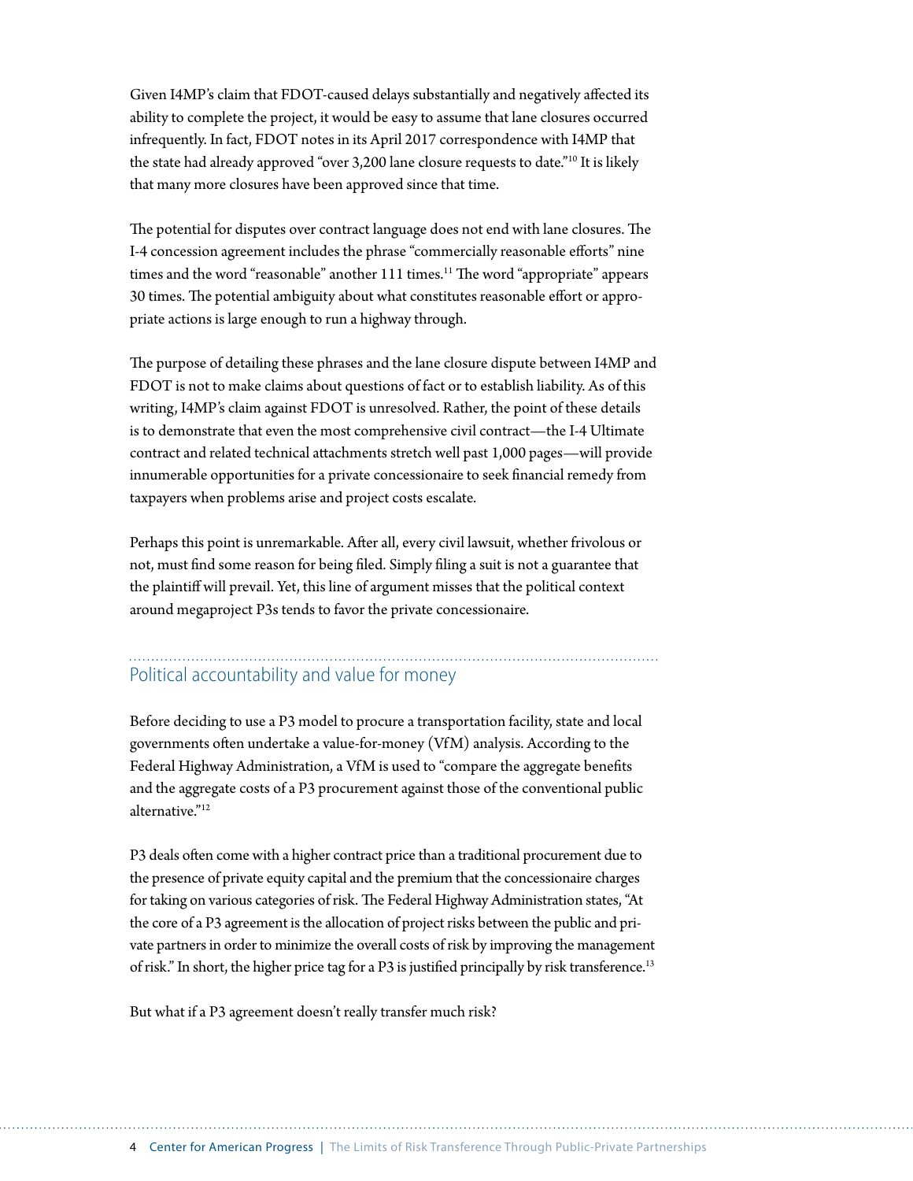Given I4MP's claim that FDOT-caused delays substantially and negatively affected its ability to complete the project, it would be easy to assume that lane closures occurred infrequently. In fact, FDOT notes in its April 2017 correspondence with I4MP that the state had already approved "over 3,200 lane closure requests to date."[10] It is likely that many more closures have been approved since that time.

The potential for disputes over contract language does not end with lane closures. The I-4 concession agreement includes the phrase "commercially reasonable efforts" nine times and the word "reasonable" another 111 times.[11] The word "appropriate" appears 30 times. The potential ambiguity about what constitutes reasonable effort or appropriate actions is large enough to run a highway through.

The purpose of detailing these phrases and the lane closure dispute between I4MP and FDOT is not to make claims about questions of fact or to establish liability. As of this writing, I4MP's claim against FDOT is unresolved. Rather, the point of these details is to demonstrate that even the most comprehensive civil contract—the I-4 Ultimate contract and related technical attachments stretch well past 1,000 pages—will provide innumerable opportunities for a private concessionaire to seek financial remedy from taxpayers when problems arise and project costs escalate.

Perhaps this point is unremarkable. After all, every civil lawsuit, whether frivolous or not, must find some reason for being filed. Simply filing a suit is not a guarantee that the plaintiff will prevail. Yet, this line of argument misses that the political context around megaproject P3s tends to favor the private concessionaire.

## Political accountability and value for money

Before deciding to use a P3 model to procure a transportation facility, state and local governments often undertake a value-for-money (VfM) analysis. According to the Federal Highway Administration, a VfM is used to "compare the aggregate benefits and the aggregate costs of a P3 procurement against those of the conventional public alternative."[12]

P3 deals often come with a higher contract price than a traditional procurement due to the presence of private equity capital and the premium that the concessionaire charges for taking on various categories of risk. The Federal Highway Administration states, "At the core of a P3 agreement is the allocation of project risks between the public and private partners in order to minimize the overall costs of risk by improving the management of risk." In short, the higher price tag for a P3 is justified principally by risk transference.[13]

But what if a P3 agreement doesn't really transfer much risk?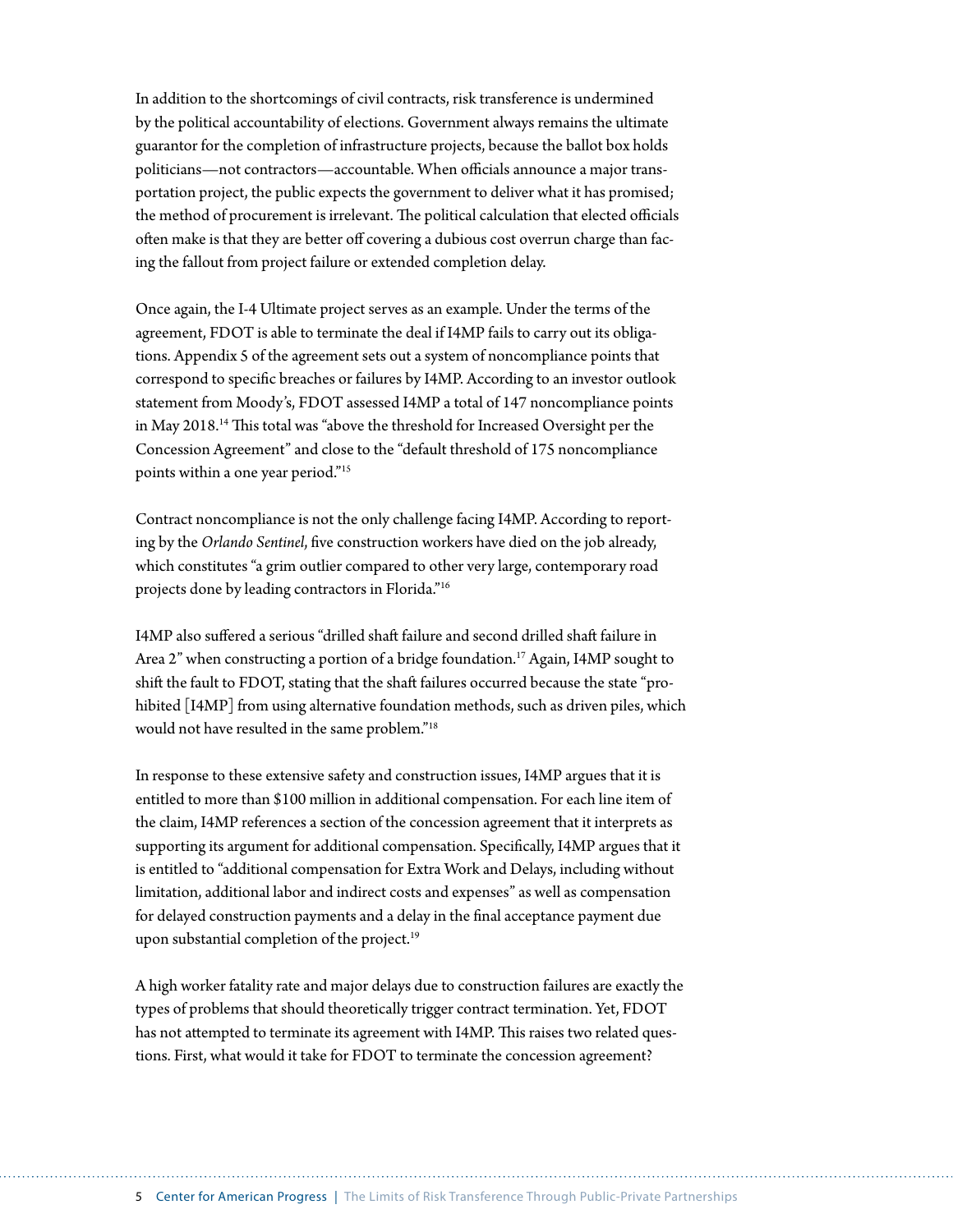In addition to the shortcomings of civil contracts, risk transference is undermined by the political accountability of elections. Government always remains the ultimate guarantor for the completion of infrastructure projects, because the ballot box holds politicians—not contractors—accountable. When officials announce a major transportation project, the public expects the government to deliver what it has promised; the method of procurement is irrelevant. The political calculation that elected officials often make is that they are better off covering a dubious cost overrun charge than facing the fallout from project failure or extended completion delay.

Once again, the I-4 Ultimate project serves as an example. Under the terms of the agreement, FDOT is able to terminate the deal if I4MP fails to carry out its obligations. Appendix 5 of the agreement sets out a system of noncompliance points that correspond to specific breaches or failures by I4MP. According to an investor outlook statement from Moody's, FDOT assessed I4MP a total of 147 noncompliance points in May 2018.[14] This total was "above the threshold for Increased Oversight per the Concession Agreement" and close to the "default threshold of 175 noncompliance points within a one year period."[15]

Contract noncompliance is not the only challenge facing I4MP. According to reporting by the *Orlando Sentinel*, five construction workers have died on the job already, which constitutes "a grim outlier compared to other very large, contemporary road projects done by leading contractors in Florida."[16]

I4MP also suffered a serious "drilled shaft failure and second drilled shaft failure in Area 2" when constructing a portion of a bridge foundation.[17] Again, I4MP sought to shift the fault to FDOT, stating that the shaft failures occurred because the state "prohibited [I4MP] from using alternative foundation methods, such as driven piles, which would not have resulted in the same problem."[18]

In response to these extensive safety and construction issues, I4MP argues that it is entitled to more than $100 million in additional compensation. For each line item of the claim, I4MP references a section of the concession agreement that it interprets as supporting its argument for additional compensation. Specifically, I4MP argues that it is entitled to "additional compensation for Extra Work and Delays, including without limitation, additional labor and indirect costs and expenses" as well as compensation for delayed construction payments and a delay in the final acceptance payment due upon substantial completion of the project.[19]

A high worker fatality rate and major delays due to construction failures are exactly the types of problems that should theoretically trigger contract termination. Yet, FDOT has not attempted to terminate its agreement with I4MP. This raises two related questions. First, what would it take for FDOT to terminate the concession agreement?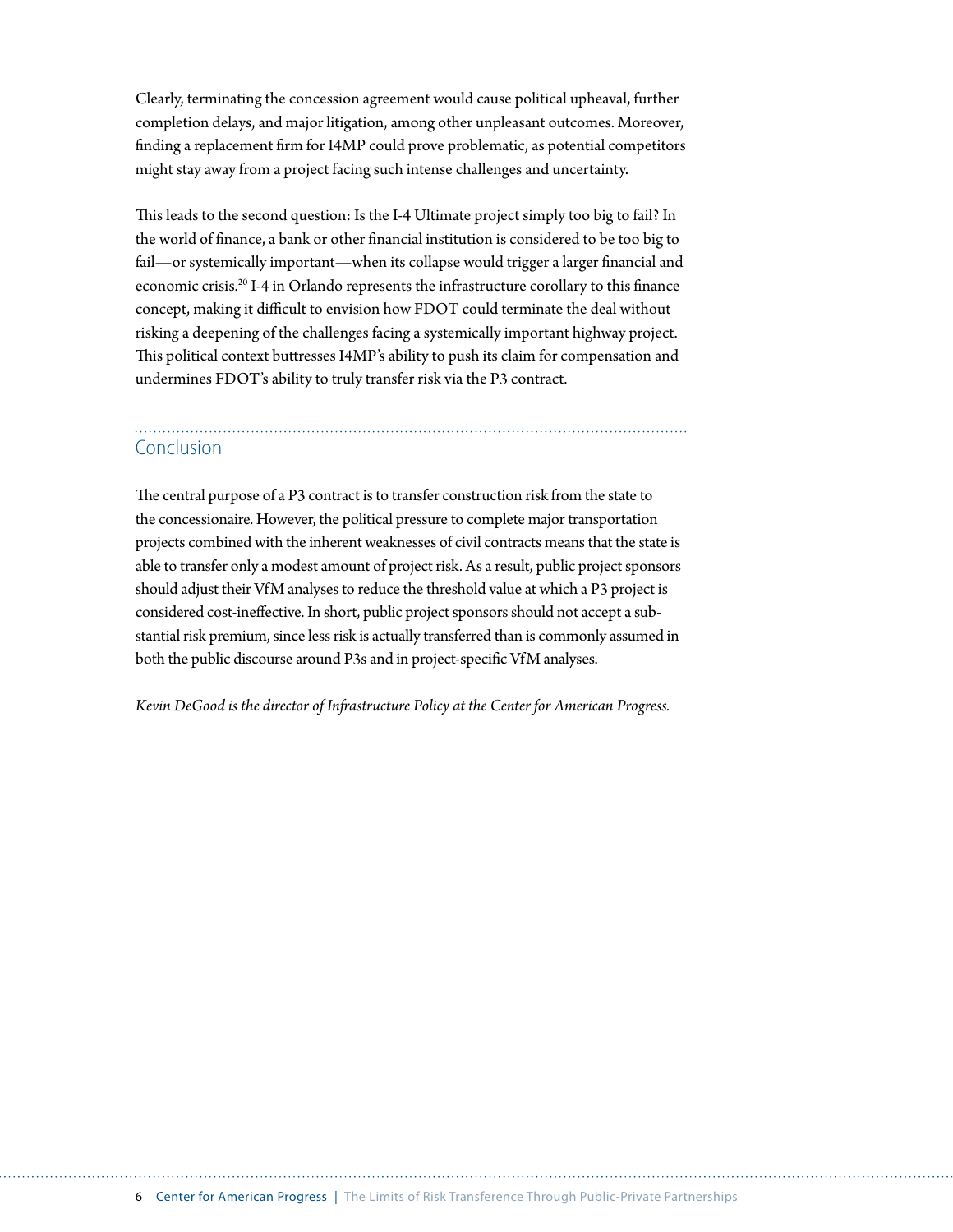Clearly, terminating the concession agreement would cause political upheaval, further completion delays, and major litigation, among other unpleasant outcomes. Moreover, finding a replacement firm for I4MP could prove problematic, as potential competitors might stay away from a project facing such intense challenges and uncertainty.

This leads to the second question: Is the I-4 Ultimate project simply too big to fail? In the world of finance, a bank or other financial institution is considered to be too big to fail—or systemically important—when its collapse would trigger a larger financial and economic crisis.[20] I-4 in Orlando represents the infrastructure corollary to this finance concept, making it difficult to envision how FDOT could terminate the deal without risking a deepening of the challenges facing a systemically important highway project. This political context buttresses I4MP's ability to push its claim for compensation and undermines FDOT's ability to truly transfer risk via the P3 contract.

## Conclusion

The central purpose of a P3 contract is to transfer construction risk from the state to the concessionaire. However, the political pressure to complete major transportation projects combined with the inherent weaknesses of civil contracts means that the state is able to transfer only a modest amount of project risk. As a result, public project sponsors should adjust their VfM analyses to reduce the threshold value at which a P3 project is considered cost-ineffective. In short, public project sponsors should not accept a substantial risk premium, since less risk is actually transferred than is commonly assumed in both the public discourse around P3s and in project-specific VfM analyses.

*Kevin DeGood is the director of Infrastructure Policy at the Center for American Progress.*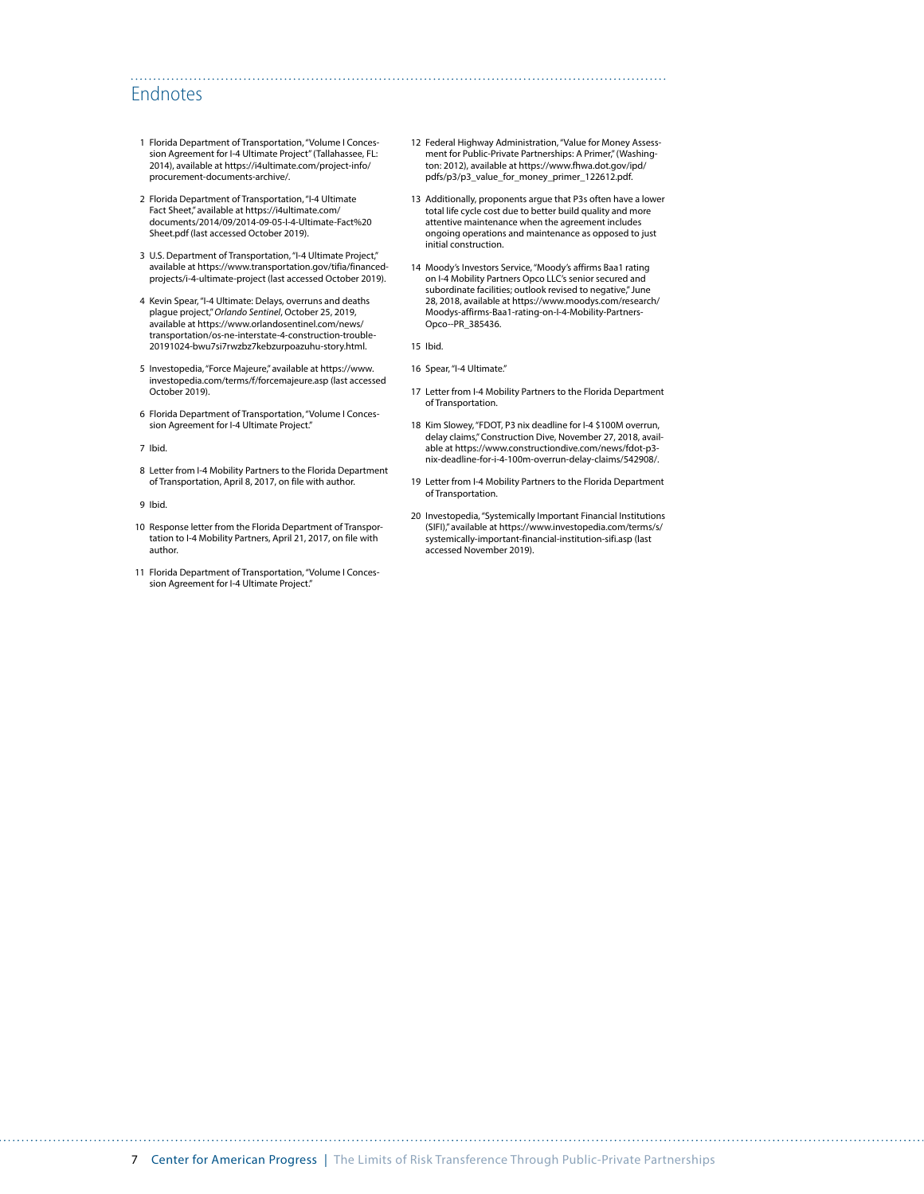## Endnotes

1. Florida Department of Transportation, "Volume I Concession Agreement for I-4 Ultimate Project" (Tallahassee, FL: 2014), available at https://i4ultimate.com/project-info/procurement-documents-archive/.

2. Florida Department of Transportation, "I-4 Ultimate Fact Sheet," available at https://i4ultimate.com/documents/2014/09/2014-09-05-I-4-Ultimate-Fact%20Sheet.pdf (last accessed October 2019).

3. U.S. Department of Transportation, "I-4 Ultimate Project," available at https://www.transportation.gov/tifia/financed-projects/i-4-ultimate-project (last accessed October 2019).

4. Kevin Spear, "I-4 Ultimate: Delays, overruns and deaths plague project," *Orlando Sentinel*, October 25, 2019, available at https://www.orlandosentinel.com/news/transportation/os-ne-interstate-4-construction-trouble-20191024-bwu7si7rwzbz7kebzurpoazuhu-story.html.

5. Investopedia, "Force Majeure," available at https://www.investopedia.com/terms/f/forcemajeure.asp (last accessed October 2019).

6. Florida Department of Transportation, "Volume I Concession Agreement for I-4 Ultimate Project."

7. Ibid.

8. Letter from I-4 Mobility Partners to the Florida Department of Transportation, April 8, 2017, on file with author.

9. Ibid.

10. Response letter from the Florida Department of Transportation to I-4 Mobility Partners, April 21, 2017, on file with author.

11. Florida Department of Transportation, "Volume I Concession Agreement for I-4 Ultimate Project."

12. Federal Highway Administration, "Value for Money Assessment for Public-Private Partnerships: A Primer," (Washington: 2012), available at https://www.fhwa.dot.gov/ipd/pdfs/p3/p3_value_for_money_primer_122612.pdf.

13. Additionally, proponents argue that P3s often have a lower total life cycle cost due to better build quality and more attentive maintenance when the agreement includes ongoing operations and maintenance as opposed to just initial construction.

14. Moody's Investors Service, "Moody's affirms Baa1 rating on I-4 Mobility Partners Opco LLC's senior secured and subordinate facilities; outlook revised to negative," June 28, 2018, available at https://www.moodys.com/research/Moodys-affirms-Baa1-rating-on-I-4-Mobility-Partners-Opco--PR_385436.

15. Ibid.

16. Spear, "I-4 Ultimate."

17. Letter from I-4 Mobility Partners to the Florida Department of Transportation.

18. Kim Slowey, "FDOT, P3 nix deadline for I-4 $100M overrun, delay claims," Construction Dive, November 27, 2018, available at https://www.constructiondive.com/news/fdot-p3-nix-deadline-for-i-4-100m-overrun-delay-claims/542908/.

19. Letter from I-4 Mobility Partners to the Florida Department of Transportation.

20. Investopedia, "Systemically Important Financial Institutions (SIFI)," available at https://www.investopedia.com/terms/s/systemically-important-financial-institution-sifi.asp (last accessed November 2019).